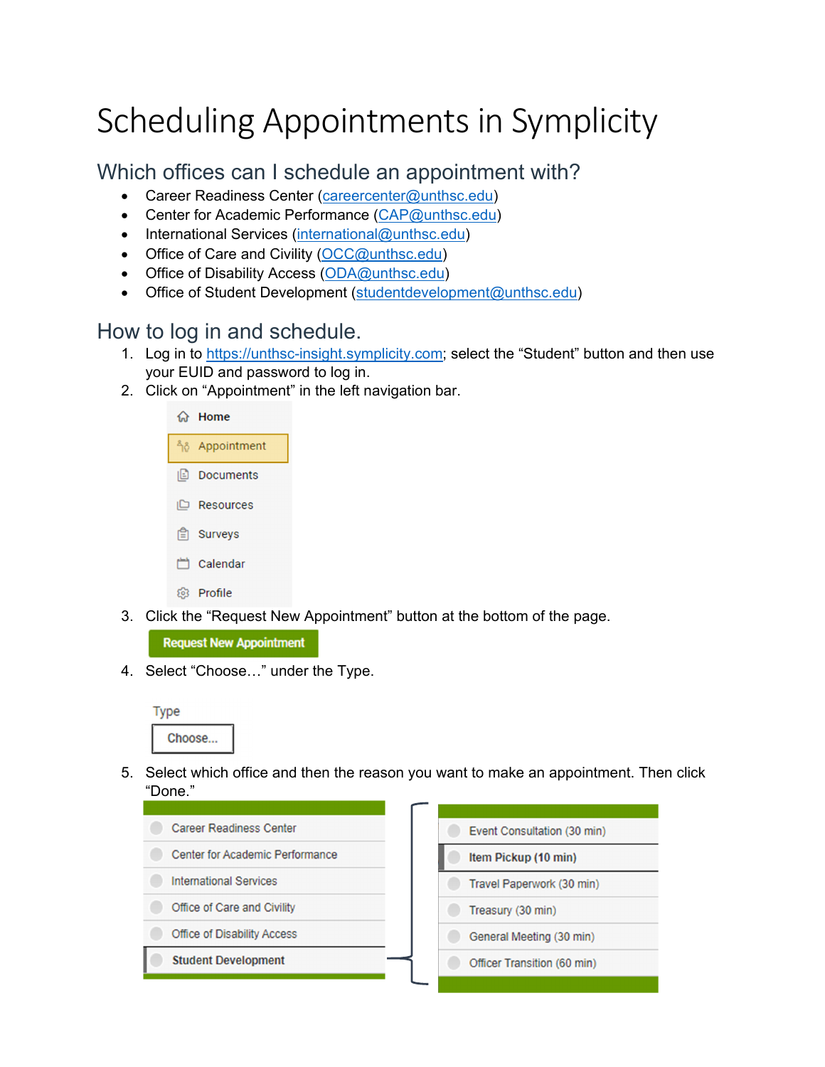# Scheduling Appointments in Symplicity

## Which offices can I schedule an appointment with?

- Career Readiness Center (careercenter@unthsc.edu)
- Center for Academic Performance (CAP@unthsc.edu)
- International Services (international@unthsc.edu)
- Office of Care and Civility (OCC@unthsc.edu)
- Office of Disability Access (ODA@unthsc.edu)
- Office of Student Development (studentdevelopment@unthsc.edu)

## How to log in and schedule.

1. Log in to https://unthsc-insight.symplicity.com; select the "Student" button and then use your EUID and password to log in.
2. Click on "Appointment" in the left navigation bar.

   Home
   Appointment
   Documents
   Resources
   Surveys
   Calendar
   Profile

3. Click the "Request New Appointment" button at the bottom of the page.

   Request New Appointment

4. Select "Choose…" under the Type.

   Type
   Choose...

5. Select which office and then the reason you want to make an appointment. Then click "Done."

   - Career Readiness Center
   - Center for Academic Performance
   - International Services
   - Office of Care and Civility
   - Office of Disability Access
   - **Student Development**
     - Event Consultation (30 min)
     - **Item Pickup (10 min)**
     - Travel Paperwork (30 min)
     - Treasury (30 min)
     - General Meeting (30 min)
     - Officer Transition (60 min)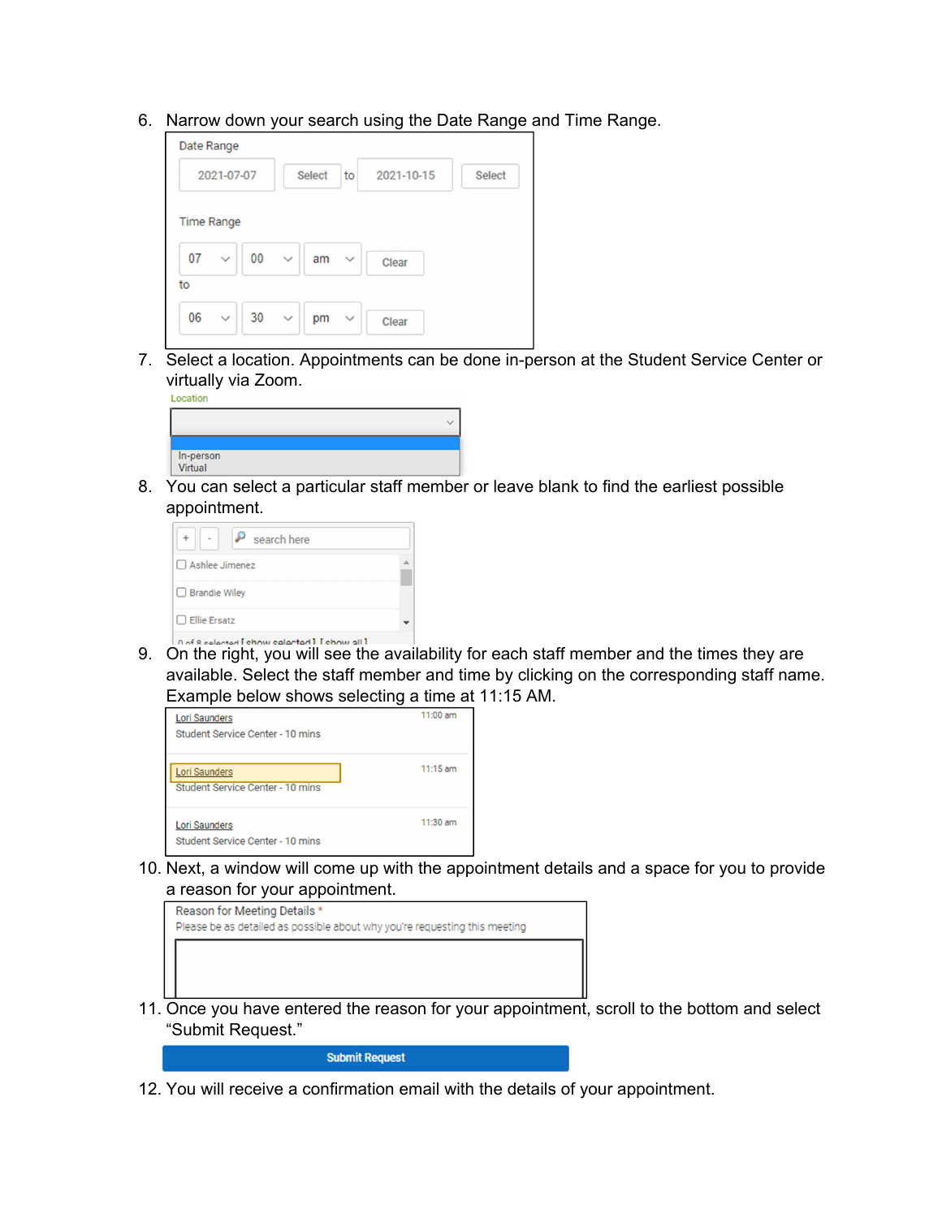6. Narrow down your search using the Date Range and Time Range.

   Date Range

   2021-07-07 Select to 2021-10-15 Select

   Time Range

   07 00 am Clear

   to

   06 30 pm Clear

7. Select a location. Appointments can be done in-person at the Student Service Center or virtually via Zoom.

   Location

   In-person
   Virtual

8. You can select a particular staff member or leave blank to find the earliest possible appointment.

   search here

   Ashlee Jimenez

   Brandie Wiley

   Ellie Ersatz

   0 of 8 selected [ show selected ] [ show all ]

9. On the right, you will see the availability for each staff member and the times they are available. Select the staff member and time by clicking on the corresponding staff name. Example below shows selecting a time at 11:15 AM.

   Lori Saunders 11:00 am
   Student Service Center - 10 mins

   Lori Saunders 11:15 am
   Student Service Center - 10 mins

   Lori Saunders 11:30 am
   Student Service Center - 10 mins

10. Next, a window will come up with the appointment details and a space for you to provide a reason for your appointment.

    Reason for Meeting Details *
    Please be as detailed as possible about why you're requesting this meeting

11. Once you have entered the reason for your appointment, scroll to the bottom and select "Submit Request."

    Submit Request

12. You will receive a confirmation email with the details of your appointment.